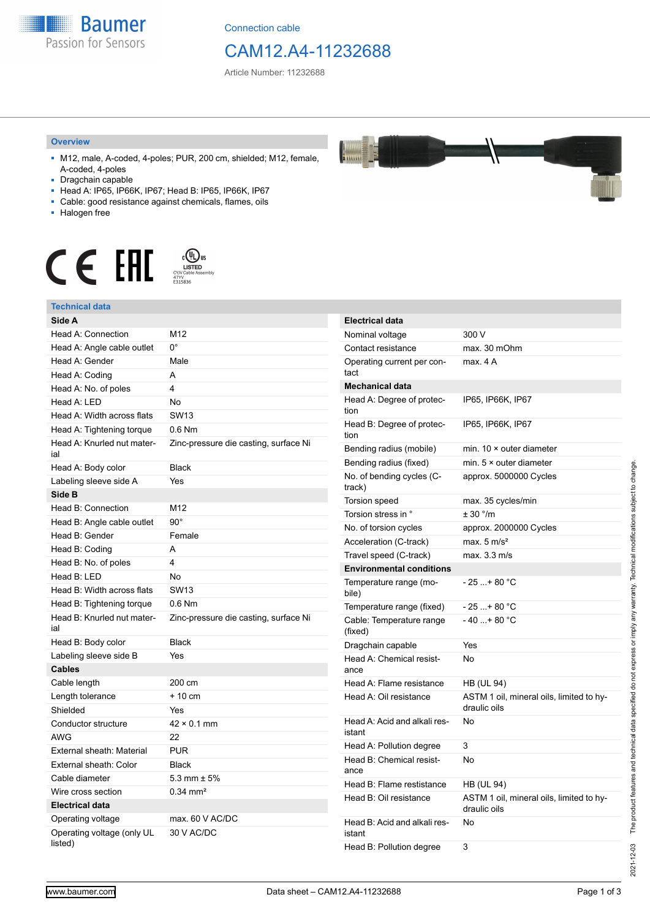Connection cable

# CAM12.A4-11232688

Article Number: 11232688

## Overview

- M12, male, A-coded, 4-poles; PUR, 200 cm, shielded; M12, female, A-coded, 4-poles
- Dragchain capable
- Head A: IP65, IP66K, IP67; Head B: IP65, IP66K, IP67
- Cable: good resistance against chemicals, flames, oils
- Halogen free

## Technical data

| **Side A** | |
|---|---|
| Head A: Connection | M12 |
| Head A: Angle cable outlet | 0° |
| Head A: Gender | Male |
| Head A: Coding | A |
| Head A: No. of poles | 4 |
| Head A: LED | No |
| Head A: Width across flats | SW13 |
| Head A: Tightening torque | 0.6 Nm |
| Head A: Knurled nut material | Zinc-pressure die casting, surface Ni |
| Head A: Body color | Black |
| Labeling sleeve side A | Yes |
| **Side B** | |
| Head B: Connection | M12 |
| Head B: Angle cable outlet | 90° |
| Head B: Gender | Female |
| Head B: Coding | A |
| Head B: No. of poles | 4 |
| Head B: LED | No |
| Head B: Width across flats | SW13 |
| Head B: Tightening torque | 0.6 Nm |
| Head B: Knurled nut material | Zinc-pressure die casting, surface Ni |
| Head B: Body color | Black |
| Labeling sleeve side B | Yes |
| **Cables** | |
| Cable length | 200 cm |
| Length tolerance | + 10 cm |
| Shielded | Yes |
| Conductor structure | 42 × 0.1 mm |
| AWG | 22 |
| External sheath: Material | PUR |
| External sheath: Color | Black |
| Cable diameter | 5.3 mm ± 5% |
| Wire cross section | 0.34 mm² |
| **Electrical data** | |
| Operating voltage | max. 60 V AC/DC |
| Operating voltage (only UL listed) | 30 V AC/DC |

| **Electrical data** | |
|---|---|
| Nominal voltage | 300 V |
| Contact resistance | max. 30 mOhm |
| Operating current per contact | max. 4 A |
| **Mechanical data** | |
| Head A: Degree of protection | IP65, IP66K, IP67 |
| Head B: Degree of protection | IP65, IP66K, IP67 |
| Bending radius (mobile) | min. 10 × outer diameter |
| Bending radius (fixed) | min. 5 × outer diameter |
| No. of bending cycles (C-track) | approx. 5000000 Cycles |
| Torsion speed | max. 35 cycles/min |
| Torsion stress in ° | ± 30 °/m |
| No. of torsion cycles | approx. 2000000 Cycles |
| Acceleration (C-track) | max. 5 m/s² |
| Travel speed (C-track) | max. 3.3 m/s |
| **Environmental conditions** | |
| Temperature range (mobile) | - 25 ...+ 80 °C |
| Temperature range (fixed) | - 25 ...+ 80 °C |
| Cable: Temperature range (fixed) | - 40 ...+ 80 °C |
| Dragchain capable | Yes |
| Head A: Chemical resistance | No |
| Head A: Flame resistance | HB (UL 94) |
| Head A: Oil resistance | ASTM 1 oil, mineral oils, limited to hydraulic oils |
| Head A: Acid and alkali resistant | No |
| Head A: Pollution degree | 3 |
| Head B: Chemical resistance | No |
| Head B: Flame resistance | HB (UL 94) |
| Head B: Oil resistance | ASTM 1 oil, mineral oils, limited to hydraulic oils |
| Head B: Acid and alkali resistant | No |
| Head B: Pollution degree | 3 |

2021-12-03 The product features and technical data specified do not express or imply any warranty. Technical modifications subject to change.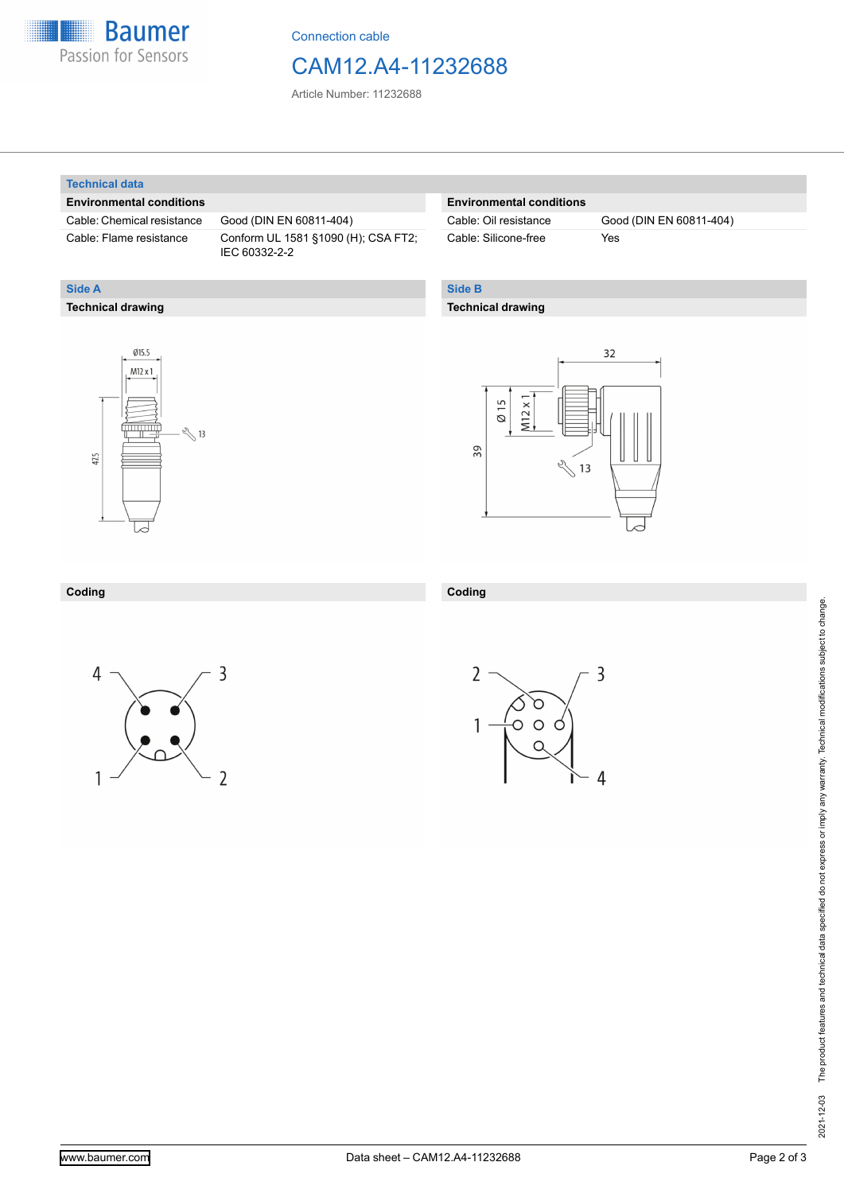Connection cable

# CAM12.A4-11232688

Article Number: 11232688

## Technical data

| Environmental conditions | |
|---|---|
| Cable: Chemical resistance | Good (DIN EN 60811-404) |
| Cable: Flame resistance | Conform UL 1581 §1090 (H); CSA FT2; IEC 60332-2-2 |

| Environmental conditions | |
|---|---|
| Cable: Oil resistance | Good (DIN EN 60811-404) |
| Cable: Silicone-free | Yes |

## Side A

### Technical drawing

Ø15.5

M12 x 1

13

47.5

### Coding

4 3 1 2

## Side B

### Technical drawing

32

Ø 15

M12 x 1

39

13

### Coding

2 3 1 4

The product features and technical data specified do not express or imply any warranty. Technical modifications subject to change.

2021-12-03

www.baumer.com

Data sheet – CAM12.A4-11232688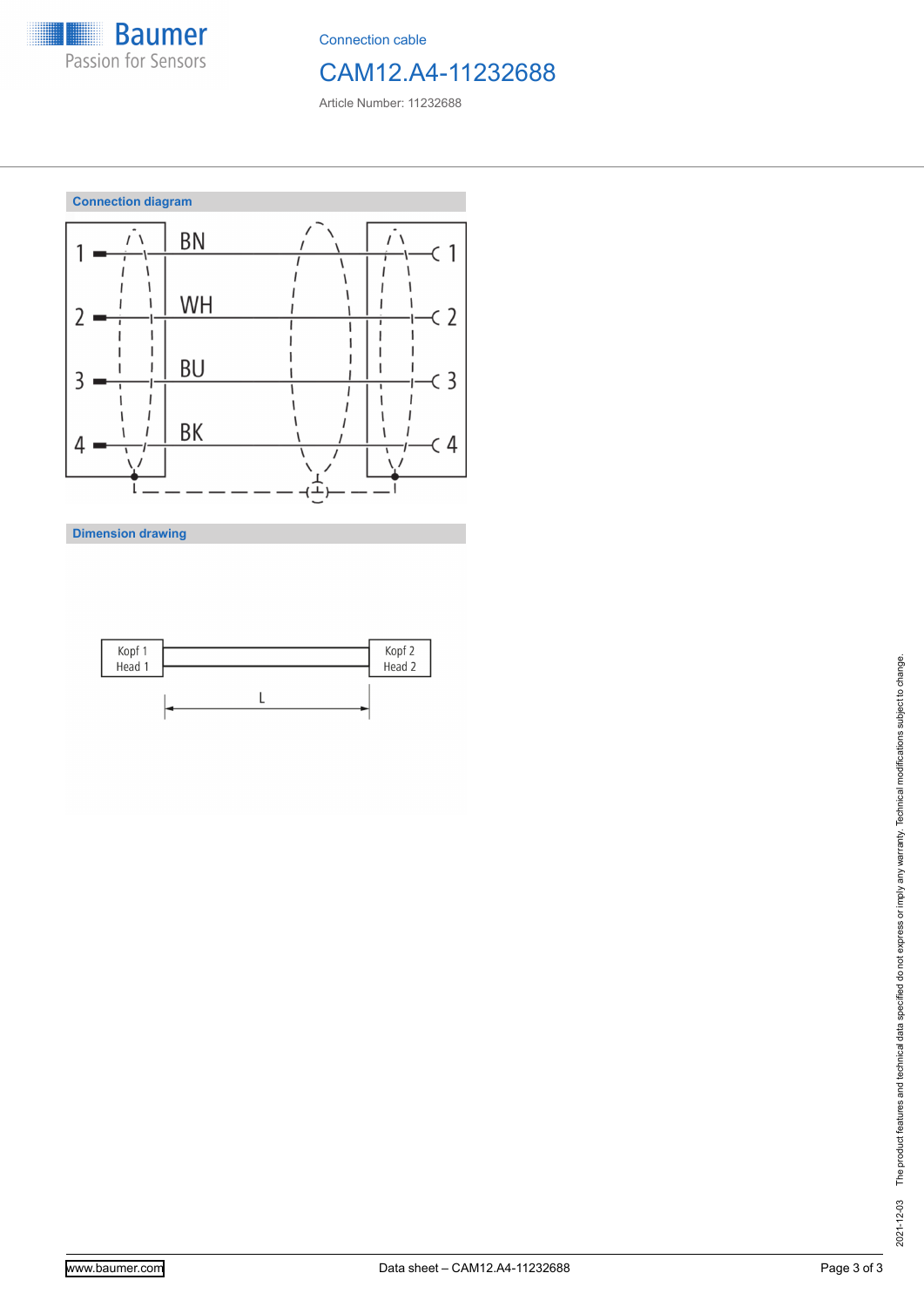Connection cable

# CAM12.A4-11232688

Article Number: 11232688

## Connection diagram

1 BN 1

2 WH 2

3 BU 3

4 BK 4

## Dimension drawing

Kopf 1
Head 1

Kopf 2
Head 2

L

The product features and technical data specified do not express or imply any warranty. Technical modifications subject to change.

2021-12-03